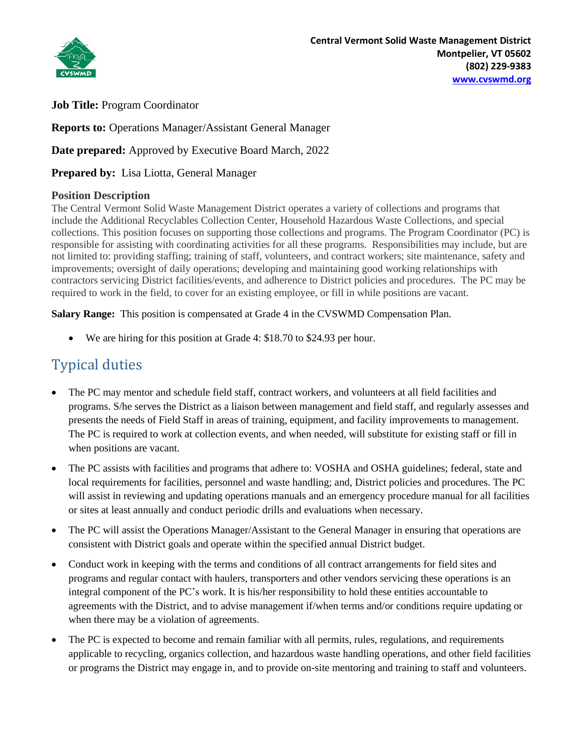Central Vermont Solid Waste Management District
Montpelier, VT 05602
(802) 229-9383
www.cvswmd.org

**Job Title:** Program Coordinator

**Reports to:** Operations Manager/Assistant General Manager

**Date prepared:** Approved by Executive Board March, 2022

**Prepared by:** Lisa Liotta, General Manager

### Position Description

The Central Vermont Solid Waste Management District operates a variety of collections and programs that include the Additional Recyclables Collection Center, Household Hazardous Waste Collections, and special collections. This position focuses on supporting those collections and programs. The Program Coordinator (PC) is responsible for assisting with coordinating activities for all these programs. Responsibilities may include, but are not limited to: providing staffing; training of staff, volunteers, and contract workers; site maintenance, safety and improvements; oversight of daily operations; developing and maintaining good working relationships with contractors servicing District facilities/events, and adherence to District policies and procedures. The PC may be required to work in the field, to cover for an existing employee, or fill in while positions are vacant.

**Salary Range:** This position is compensated at Grade 4 in the CVSWMD Compensation Plan.

- We are hiring for this position at Grade 4: $18.70 to $24.93 per hour.

## Typical duties

- The PC may mentor and schedule field staff, contract workers, and volunteers at all field facilities and programs. S/he serves the District as a liaison between management and field staff, and regularly assesses and presents the needs of Field Staff in areas of training, equipment, and facility improvements to management. The PC is required to work at collection events, and when needed, will substitute for existing staff or fill in when positions are vacant.
- The PC assists with facilities and programs that adhere to: VOSHA and OSHA guidelines; federal, state and local requirements for facilities, personnel and waste handling; and, District policies and procedures. The PC will assist in reviewing and updating operations manuals and an emergency procedure manual for all facilities or sites at least annually and conduct periodic drills and evaluations when necessary.
- The PC will assist the Operations Manager/Assistant to the General Manager in ensuring that operations are consistent with District goals and operate within the specified annual District budget.
- Conduct work in keeping with the terms and conditions of all contract arrangements for field sites and programs and regular contact with haulers, transporters and other vendors servicing these operations is an integral component of the PC's work. It is his/her responsibility to hold these entities accountable to agreements with the District, and to advise management if/when terms and/or conditions require updating or when there may be a violation of agreements.
- The PC is expected to become and remain familiar with all permits, rules, regulations, and requirements applicable to recycling, organics collection, and hazardous waste handling operations, and other field facilities or programs the District may engage in, and to provide on-site mentoring and training to staff and volunteers.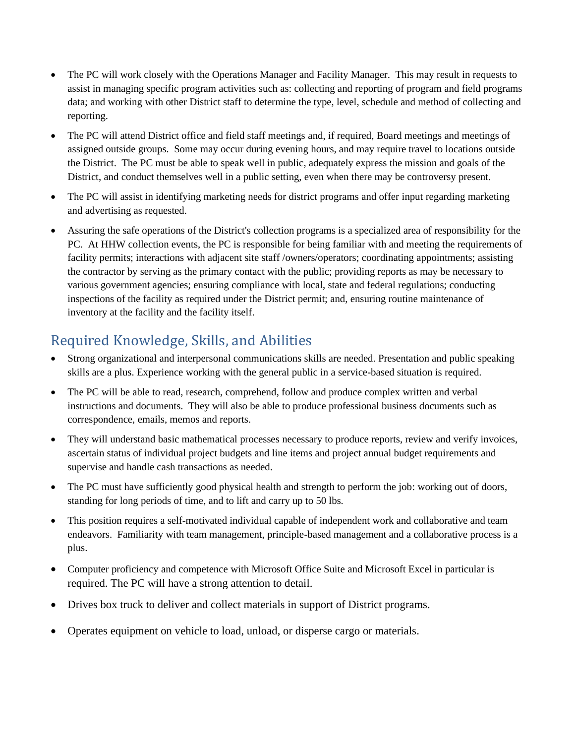- The PC will work closely with the Operations Manager and Facility Manager. This may result in requests to assist in managing specific program activities such as: collecting and reporting of program and field programs data; and working with other District staff to determine the type, level, schedule and method of collecting and reporting.
- The PC will attend District office and field staff meetings and, if required, Board meetings and meetings of assigned outside groups. Some may occur during evening hours, and may require travel to locations outside the District. The PC must be able to speak well in public, adequately express the mission and goals of the District, and conduct themselves well in a public setting, even when there may be controversy present.
- The PC will assist in identifying marketing needs for district programs and offer input regarding marketing and advertising as requested.
- Assuring the safe operations of the District's collection programs is a specialized area of responsibility for the PC. At HHW collection events, the PC is responsible for being familiar with and meeting the requirements of facility permits; interactions with adjacent site staff /owners/operators; coordinating appointments; assisting the contractor by serving as the primary contact with the public; providing reports as may be necessary to various government agencies; ensuring compliance with local, state and federal regulations; conducting inspections of the facility as required under the District permit; and, ensuring routine maintenance of inventory at the facility and the facility itself.

## Required Knowledge, Skills, and Abilities

- Strong organizational and interpersonal communications skills are needed. Presentation and public speaking skills are a plus. Experience working with the general public in a service-based situation is required.
- The PC will be able to read, research, comprehend, follow and produce complex written and verbal instructions and documents. They will also be able to produce professional business documents such as correspondence, emails, memos and reports.
- They will understand basic mathematical processes necessary to produce reports, review and verify invoices, ascertain status of individual project budgets and line items and project annual budget requirements and supervise and handle cash transactions as needed.
- The PC must have sufficiently good physical health and strength to perform the job: working out of doors, standing for long periods of time, and to lift and carry up to 50 lbs.
- This position requires a self-motivated individual capable of independent work and collaborative and team endeavors. Familiarity with team management, principle-based management and a collaborative process is a plus.
- Computer proficiency and competence with Microsoft Office Suite and Microsoft Excel in particular is required. The PC will have a strong attention to detail.
- Drives box truck to deliver and collect materials in support of District programs.
- Operates equipment on vehicle to load, unload, or disperse cargo or materials.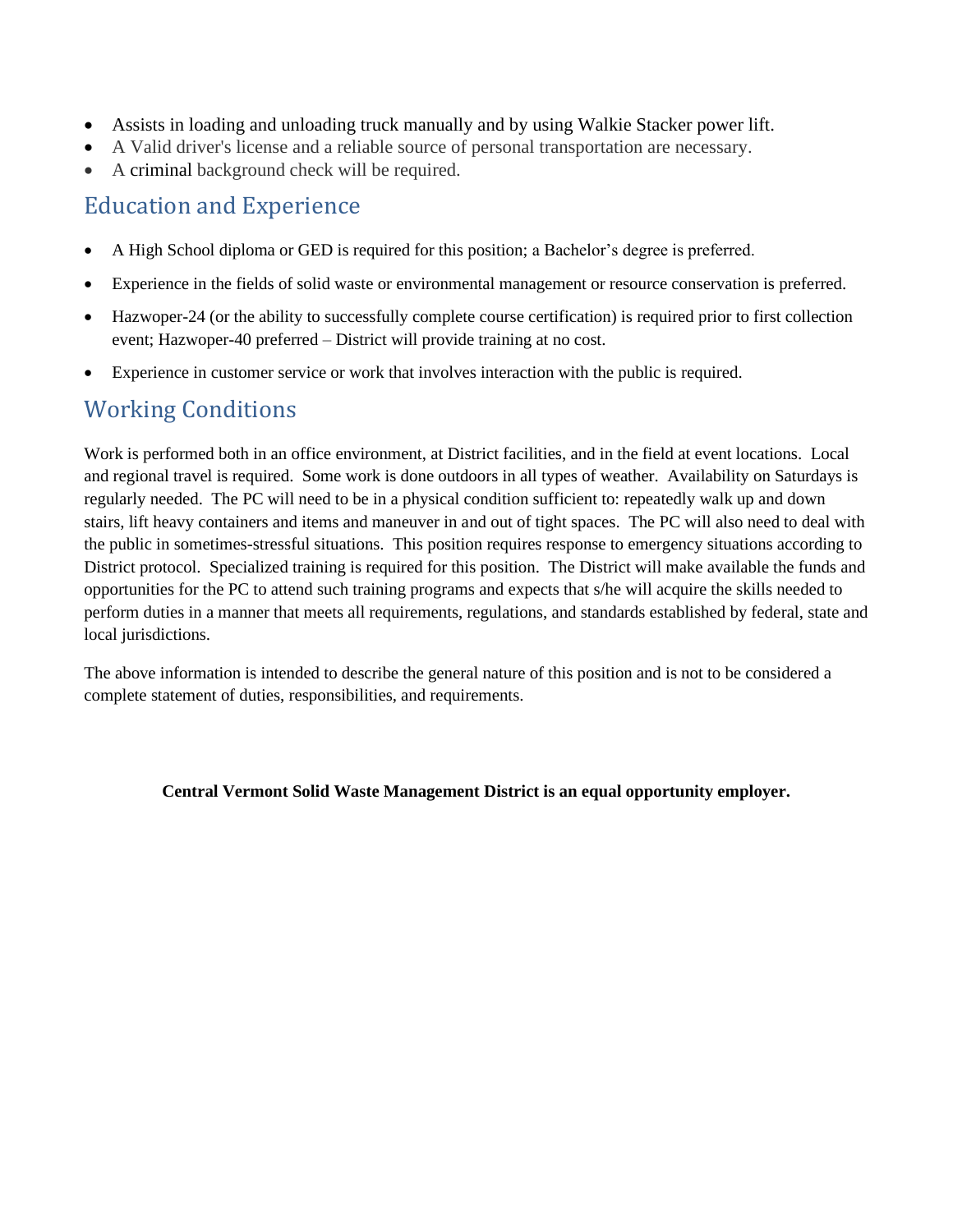- Assists in loading and unloading truck manually and by using Walkie Stacker power lift.
- A Valid driver's license and a reliable source of personal transportation are necessary.
- A criminal background check will be required.

## Education and Experience

- A High School diploma or GED is required for this position; a Bachelor's degree is preferred.
- Experience in the fields of solid waste or environmental management or resource conservation is preferred.
- Hazwoper-24 (or the ability to successfully complete course certification) is required prior to first collection event; Hazwoper-40 preferred – District will provide training at no cost.
- Experience in customer service or work that involves interaction with the public is required.

## Working Conditions

Work is performed both in an office environment, at District facilities, and in the field at event locations. Local and regional travel is required. Some work is done outdoors in all types of weather. Availability on Saturdays is regularly needed. The PC will need to be in a physical condition sufficient to: repeatedly walk up and down stairs, lift heavy containers and items and maneuver in and out of tight spaces. The PC will also need to deal with the public in sometimes-stressful situations. This position requires response to emergency situations according to District protocol. Specialized training is required for this position. The District will make available the funds and opportunities for the PC to attend such training programs and expects that s/he will acquire the skills needed to perform duties in a manner that meets all requirements, regulations, and standards established by federal, state and local jurisdictions.

The above information is intended to describe the general nature of this position and is not to be considered a complete statement of duties, responsibilities, and requirements.

**Central Vermont Solid Waste Management District is an equal opportunity employer.**